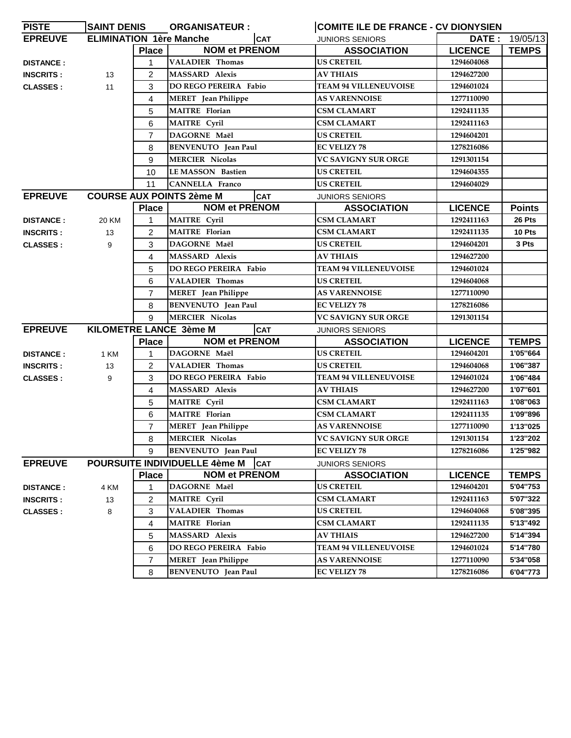| PISTE | SAINT DENIS | ORGANISATEUR : | COMITE ILE DE FRANCE - CV DIONYSIEN | | |
|---|---|---|---|---|---|
| **EPREUVE** | **ELIMINATION 1ère Manche** | **CAT** | JUNIORS SENIORS | **DATE :** | 19/05/13 |

| | | Place | NOM et PRENOM | ASSOCIATION | LICENCE | TEMPS |
|---|---|---|---|---|---|---|
| **DISTANCE :** | | 1 | VALADIER Thomas | US CRETEIL | 1294604068 | |
| **INSCRITS :** | 13 | 2 | MASSARD Alexis | AV THIAIS | 1294627200 | |
| **CLASSES :** | 11 | 3 | DO REGO PEREIRA Fabio | TEAM 94 VILLENEUVOISE | 1294601024 | |
| | | 4 | MERET Jean Philippe | AS VARENNOISE | 1277110090 | |
| | | 5 | MAITRE Florian | CSM CLAMART | 1292411135 | |
| | | 6 | MAITRE Cyril | CSM CLAMART | 1292411163 | |
| | | 7 | DAGORNE Maël | US CRETEIL | 1294604201 | |
| | | 8 | BENVENUTO Jean Paul | EC VELIZY 78 | 1278216086 | |
| | | 9 | MERCIER Nicolas | VC SAVIGNY SUR ORGE | 1291301154 | |
| | | 10 | LE MASSON Bastien | US CRETEIL | 1294604355 | |
| | | 11 | CANNELLA Franco | US CRETEIL | 1294604029 | |

| **EPREUVE** | **COURSE AUX POINTS 2ème M** | **CAT** | JUNIORS SENIORS |
|---|---|---|---|

| | | Place | NOM et PRENOM | ASSOCIATION | LICENCE | Points |
|---|---|---|---|---|---|---|
| **DISTANCE :** | 20 KM | 1 | MAITRE Cyril | CSM CLAMART | 1292411163 | 26 Pts |
| **INSCRITS :** | 13 | 2 | MAITRE Florian | CSM CLAMART | 1292411135 | 10 Pts |
| **CLASSES :** | 9 | 3 | DAGORNE Maël | US CRETEIL | 1294604201 | 3 Pts |
| | | 4 | MASSARD Alexis | AV THIAIS | 1294627200 | |
| | | 5 | DO REGO PEREIRA Fabio | TEAM 94 VILLENEUVOISE | 1294601024 | |
| | | 6 | VALADIER Thomas | US CRETEIL | 1294604068 | |
| | | 7 | MERET Jean Philippe | AS VARENNOISE | 1277110090 | |
| | | 8 | BENVENUTO Jean Paul | EC VELIZY 78 | 1278216086 | |
| | | 9 | MERCIER Nicolas | VC SAVIGNY SUR ORGE | 1291301154 | |

| **EPREUVE** | **KILOMETRE LANCE 3ème M** | **CAT** | JUNIORS SENIORS |
|---|---|---|---|

| | | Place | NOM et PRENOM | ASSOCIATION | LICENCE | TEMPS |
|---|---|---|---|---|---|---|
| **DISTANCE :** | 1 KM | 1 | DAGORNE Maël | US CRETEIL | 1294604201 | 1'05''664 |
| **INSCRITS :** | 13 | 2 | VALADIER Thomas | US CRETEIL | 1294604068 | 1'06''387 |
| **CLASSES :** | 9 | 3 | DO REGO PEREIRA Fabio | TEAM 94 VILLENEUVOISE | 1294601024 | 1'06''484 |
| | | 4 | MASSARD Alexis | AV THIAIS | 1294627200 | 1'07''601 |
| | | 5 | MAITRE Cyril | CSM CLAMART | 1292411163 | 1'08''063 |
| | | 6 | MAITRE Florian | CSM CLAMART | 1292411135 | 1'09''896 |
| | | 7 | MERET Jean Philippe | AS VARENNOISE | 1277110090 | 1'13''025 |
| | | 8 | MERCIER Nicolas | VC SAVIGNY SUR ORGE | 1291301154 | 1'23''202 |
| | | 9 | BENVENUTO Jean Paul | EC VELIZY 78 | 1278216086 | 1'25''982 |

| **EPREUVE** | **POURSUITE INDIVIDUELLE 4ème M** | **CAT** | JUNIORS SENIORS |
|---|---|---|---|

| | | Place | NOM et PRENOM | ASSOCIATION | LICENCE | TEMPS |
|---|---|---|---|---|---|---|
| **DISTANCE :** | 4 KM | 1 | DAGORNE Maël | US CRETEIL | 1294604201 | 5'04''753 |
| **INSCRITS :** | 13 | 2 | MAITRE Cyril | CSM CLAMART | 1292411163 | 5'07''322 |
| **CLASSES :** | 8 | 3 | VALADIER Thomas | US CRETEIL | 1294604068 | 5'08''395 |
| | | 4 | MAITRE Florian | CSM CLAMART | 1292411135 | 5'13''492 |
| | | 5 | MASSARD Alexis | AV THIAIS | 1294627200 | 5'14''394 |
| | | 6 | DO REGO PEREIRA Fabio | TEAM 94 VILLENEUVOISE | 1294601024 | 5'14''780 |
| | | 7 | MERET Jean Philippe | AS VARENNOISE | 1277110090 | 5'34''058 |
| | | 8 | BENVENUTO Jean Paul | EC VELIZY 78 | 1278216086 | 6'04''773 |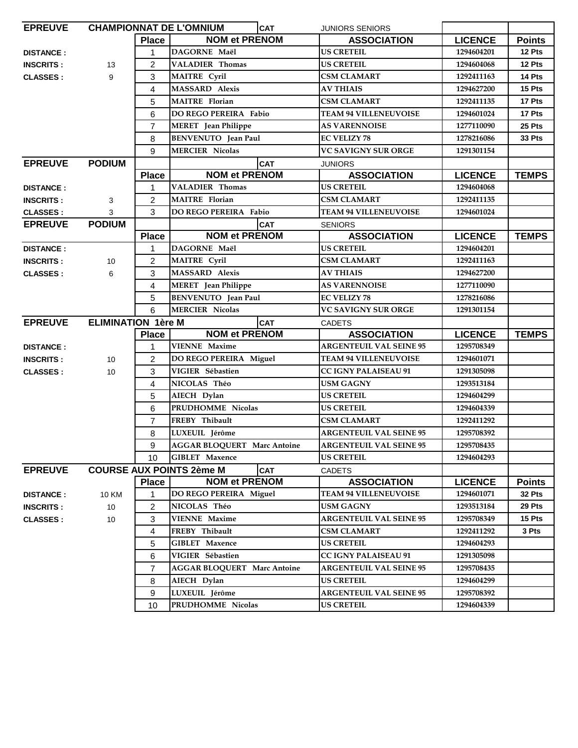| EPREUVE | CHAMPIONNAT DE L'OMNIUM | | | CAT | JUNIORS SENIORS | | |
|---|---|---|---|---|---|---|---|
| | | Place | NOM et PRENOM | | ASSOCIATION | LICENCE | Points |
| DISTANCE : | | 1 | DAGORNE Maël | | US CRETEIL | 1294604201 | 12 Pts |
| INSCRITS : | 13 | 2 | VALADIER Thomas | | US CRETEIL | 1294604068 | 12 Pts |
| CLASSES : | 9 | 3 | MAITRE Cyril | | CSM CLAMART | 1292411163 | 14 Pts |
| | | 4 | MASSARD Alexis | | AV THIAIS | 1294627200 | 15 Pts |
| | | 5 | MAITRE Florian | | CSM CLAMART | 1292411135 | 17 Pts |
| | | 6 | DO REGO PEREIRA Fabio | | TEAM 94 VILLENEUVOISE | 1294601024 | 17 Pts |
| | | 7 | MERET Jean Philippe | | AS VARENNOISE | 1277110090 | 25 Pts |
| | | 8 | BENVENUTO Jean Paul | | EC VELIZY 78 | 1278216086 | 33 Pts |
| | | 9 | MERCIER Nicolas | | VC SAVIGNY SUR ORGE | 1291301154 | |

| EPREUVE | PODIUM | | | CAT | JUNIORS | | |
|---|---|---|---|---|---|---|---|
| | | Place | NOM et PRENOM | | ASSOCIATION | LICENCE | TEMPS |
| DISTANCE : | | 1 | VALADIER Thomas | | US CRETEIL | 1294604068 | |
| INSCRITS : | 3 | 2 | MAITRE Florian | | CSM CLAMART | 1292411135 | |
| CLASSES : | 3 | 3 | DO REGO PEREIRA Fabio | | TEAM 94 VILLENEUVOISE | 1294601024 | |

| EPREUVE | PODIUM | | | CAT | SENIORS | | |
|---|---|---|---|---|---|---|---|
| | | Place | NOM et PRENOM | | ASSOCIATION | LICENCE | TEMPS |
| DISTANCE : | | 1 | DAGORNE Maël | | US CRETEIL | 1294604201 | |
| INSCRITS : | 10 | 2 | MAITRE Cyril | | CSM CLAMART | 1292411163 | |
| CLASSES : | 6 | 3 | MASSARD Alexis | | AV THIAIS | 1294627200 | |
| | | 4 | MERET Jean Philippe | | AS VARENNOISE | 1277110090 | |
| | | 5 | BENVENUTO Jean Paul | | EC VELIZY 78 | 1278216086 | |
| | | 6 | MERCIER Nicolas | | VC SAVIGNY SUR ORGE | 1291301154 | |

| EPREUVE | ELIMINATION 1ère M | | | CAT | CADETS | | |
|---|---|---|---|---|---|---|---|
| | | Place | NOM et PRENOM | | ASSOCIATION | LICENCE | TEMPS |
| DISTANCE : | | 1 | VIENNE Maxime | | ARGENTEUIL VAL SEINE 95 | 1295708349 | |
| INSCRITS : | 10 | 2 | DO REGO PEREIRA Miguel | | TEAM 94 VILLENEUVOISE | 1294601071 | |
| CLASSES : | 10 | 3 | VIGIER Sébastien | | CC IGNY PALAISEAU 91 | 1291305098 | |
| | | 4 | NICOLAS Théo | | USM GAGNY | 1293513184 | |
| | | 5 | AIECH Dylan | | US CRETEIL | 1294604299 | |
| | | 6 | PRUDHOMME Nicolas | | US CRETEIL | 1294604339 | |
| | | 7 | FREBY Thibault | | CSM CLAMART | 1292411292 | |
| | | 8 | LUXEUIL Jérôme | | ARGENTEUIL VAL SEINE 95 | 1295708392 | |
| | | 9 | AGGAR BLOQUERT Marc Antoine | | ARGENTEUIL VAL SEINE 95 | 1295708435 | |
| | | 10 | GIBLET Maxence | | US CRETEIL | 1294604293 | |

| EPREUVE | COURSE AUX POINTS 2ème M | | | CAT | CADETS | | |
|---|---|---|---|---|---|---|---|
| | | Place | NOM et PRENOM | | ASSOCIATION | LICENCE | Points |
| DISTANCE : | 10 KM | 1 | DO REGO PEREIRA Miguel | | TEAM 94 VILLENEUVOISE | 1294601071 | 32 Pts |
| INSCRITS : | 10 | 2 | NICOLAS Théo | | USM GAGNY | 1293513184 | 29 Pts |
| CLASSES : | 10 | 3 | VIENNE Maxime | | ARGENTEUIL VAL SEINE 95 | 1295708349 | 15 Pts |
| | | 4 | FREBY Thibault | | CSM CLAMART | 1292411292 | 3 Pts |
| | | 5 | GIBLET Maxence | | US CRETEIL | 1294604293 | |
| | | 6 | VIGIER Sébastien | | CC IGNY PALAISEAU 91 | 1291305098 | |
| | | 7 | AGGAR BLOQUERT Marc Antoine | | ARGENTEUIL VAL SEINE 95 | 1295708435 | |
| | | 8 | AIECH Dylan | | US CRETEIL | 1294604299 | |
| | | 9 | LUXEUIL Jérôme | | ARGENTEUIL VAL SEINE 95 | 1295708392 | |
| | | 10 | PRUDHOMME Nicolas | | US CRETEIL | 1294604339 | |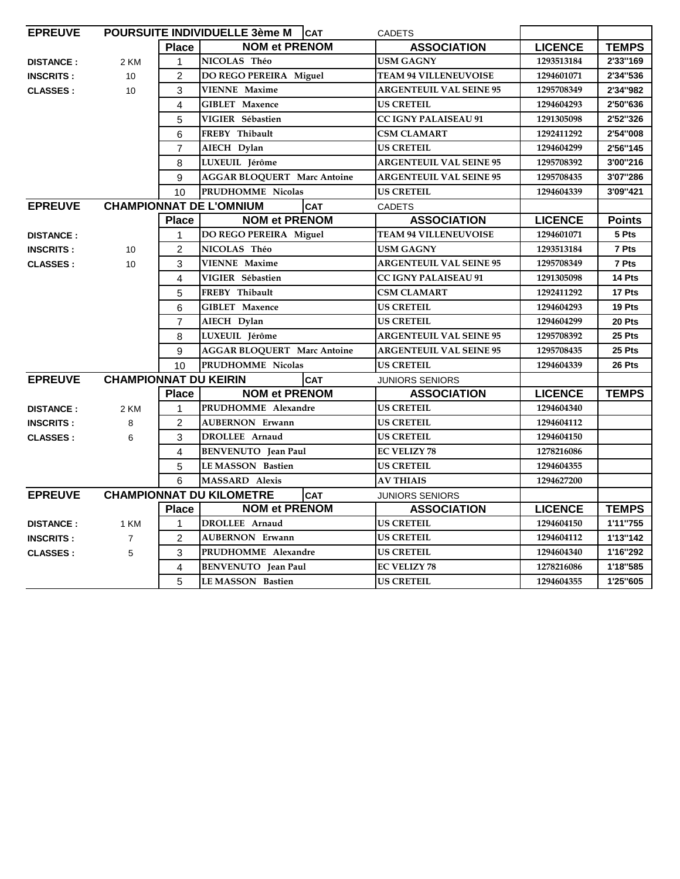| EPREUVE | POURSUITE INDIVIDUELLE 3ème M | | CAT | CADETS | | |
|---|---|---|---|---|---|---|
| | | Place | NOM et PRENOM | ASSOCIATION | LICENCE | TEMPS |
| DISTANCE : | 2 KM | 1 | NICOLAS Théo | USM GAGNY | 1293513184 | 2'33"169 |
| INSCRITS : | 10 | 2 | DO REGO PEREIRA Miguel | TEAM 94 VILLENEUVOISE | 1294601071 | 2'34"536 |
| CLASSES : | 10 | 3 | VIENNE Maxime | ARGENTEUIL VAL SEINE 95 | 1295708349 | 2'34"982 |
| | | 4 | GIBLET Maxence | US CRETEIL | 1294604293 | 2'50"636 |
| | | 5 | VIGIER Sébastien | CC IGNY PALAISEAU 91 | 1291305098 | 2'52"326 |
| | | 6 | FREBY Thibault | CSM CLAMART | 1292411292 | 2'54"008 |
| | | 7 | AIECH Dylan | US CRETEIL | 1294604299 | 2'56"145 |
| | | 8 | LUXEUIL Jérôme | ARGENTEUIL VAL SEINE 95 | 1295708392 | 3'00"216 |
| | | 9 | AGGAR BLOQUERT Marc Antoine | ARGENTEUIL VAL SEINE 95 | 1295708435 | 3'07"286 |
| | | 10 | PRUDHOMME Nicolas | US CRETEIL | 1294604339 | 3'09"421 |

| EPREUVE | CHAMPIONNAT DE L'OMNIUM | | CAT | CADETS | | |
|---|---|---|---|---|---|---|
| | | Place | NOM et PRENOM | ASSOCIATION | LICENCE | Points |
| DISTANCE : | | 1 | DO REGO PEREIRA Miguel | TEAM 94 VILLENEUVOISE | 1294601071 | 5 Pts |
| INSCRITS : | 10 | 2 | NICOLAS Théo | USM GAGNY | 1293513184 | 7 Pts |
| CLASSES : | 10 | 3 | VIENNE Maxime | ARGENTEUIL VAL SEINE 95 | 1295708349 | 7 Pts |
| | | 4 | VIGIER Sébastien | CC IGNY PALAISEAU 91 | 1291305098 | 14 Pts |
| | | 5 | FREBY Thibault | CSM CLAMART | 1292411292 | 17 Pts |
| | | 6 | GIBLET Maxence | US CRETEIL | 1294604293 | 19 Pts |
| | | 7 | AIECH Dylan | US CRETEIL | 1294604299 | 20 Pts |
| | | 8 | LUXEUIL Jérôme | ARGENTEUIL VAL SEINE 95 | 1295708392 | 25 Pts |
| | | 9 | AGGAR BLOQUERT Marc Antoine | ARGENTEUIL VAL SEINE 95 | 1295708435 | 25 Pts |
| | | 10 | PRUDHOMME Nicolas | US CRETEIL | 1294604339 | 26 Pts |

| EPREUVE | CHAMPIONNAT DU KEIRIN | | CAT | JUNIORS SENIORS | | |
|---|---|---|---|---|---|---|
| | | Place | NOM et PRENOM | ASSOCIATION | LICENCE | TEMPS |
| DISTANCE : | 2 KM | 1 | PRUDHOMME Alexandre | US CRETEIL | 1294604340 | |
| INSCRITS : | 8 | 2 | AUBERNON Erwann | US CRETEIL | 1294604112 | |
| CLASSES : | 6 | 3 | DROLLEE Arnaud | US CRETEIL | 1294604150 | |
| | | 4 | BENVENUTO Jean Paul | EC VELIZY 78 | 1278216086 | |
| | | 5 | LE MASSON Bastien | US CRETEIL | 1294604355 | |
| | | 6 | MASSARD Alexis | AV THIAIS | 1294627200 | |

| EPREUVE | CHAMPIONNAT DU KILOMETRE | | CAT | JUNIORS SENIORS | | |
|---|---|---|---|---|---|---|
| | | Place | NOM et PRENOM | ASSOCIATION | LICENCE | TEMPS |
| DISTANCE : | 1 KM | 1 | DROLLEE Arnaud | US CRETEIL | 1294604150 | 1'11"755 |
| INSCRITS : | 7 | 2 | AUBERNON Erwann | US CRETEIL | 1294604112 | 1'13"142 |
| CLASSES : | 5 | 3 | PRUDHOMME Alexandre | US CRETEIL | 1294604340 | 1'16"292 |
| | | 4 | BENVENUTO Jean Paul | EC VELIZY 78 | 1278216086 | 1'18"585 |
| | | 5 | LE MASSON Bastien | US CRETEIL | 1294604355 | 1'25"605 |